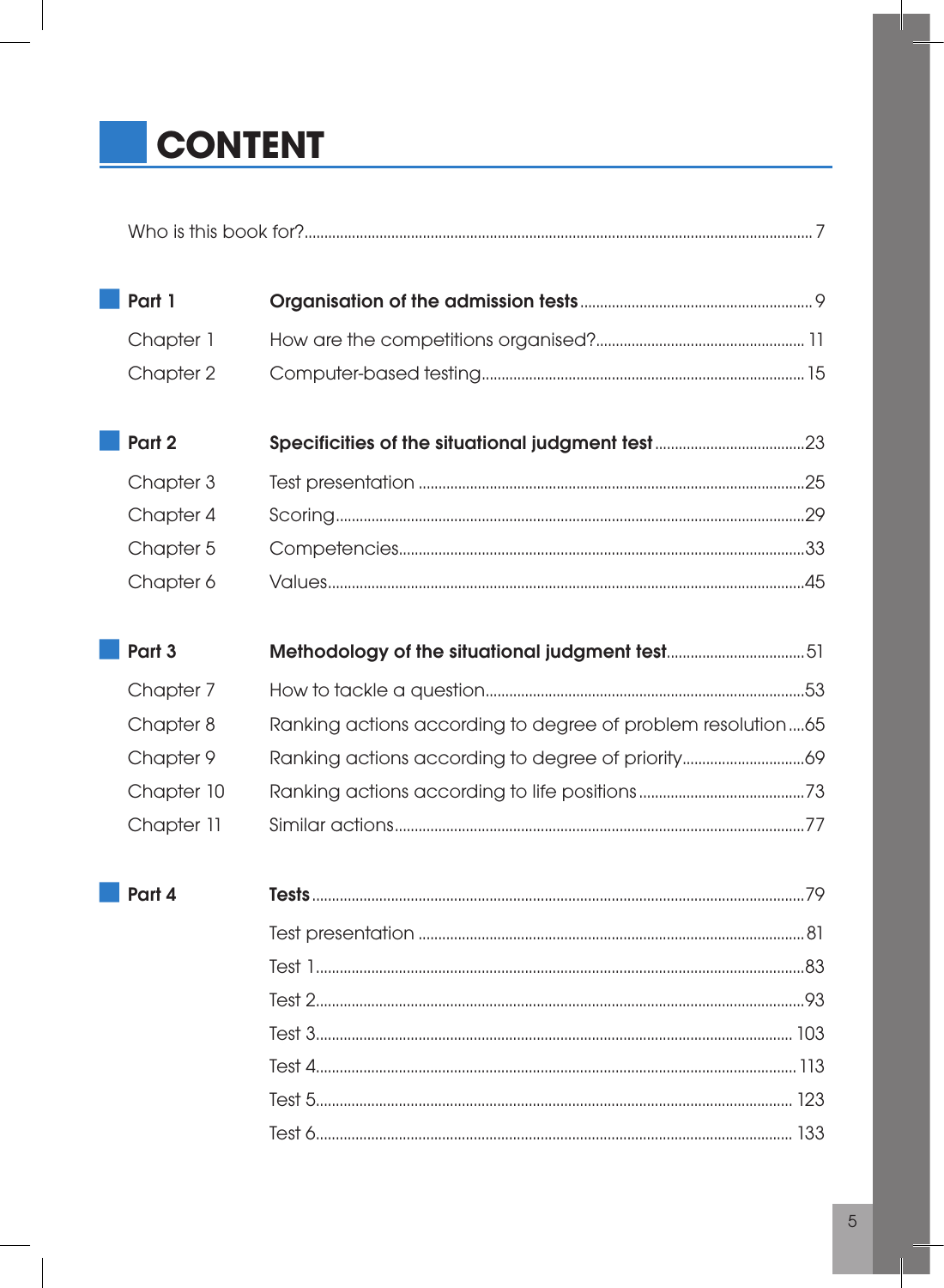# CONTENT

Who is this book for? ... 7

**Part 1** — **Organisation of the admission tests** ... 9

- Chapter 1 — How are the competitions organised? ... 11
- Chapter 2 — Computer-based testing ... 15

**Part 2** — **Specificities of the situational judgment test** ... 23

- Chapter 3 — Test presentation ... 25
- Chapter 4 — Scoring ... 29
- Chapter 5 — Competencies ... 33
- Chapter 6 — Values ... 45

**Part 3** — **Methodology of the situational judgment test** ... 51

- Chapter 7 — How to tackle a question ... 53
- Chapter 8 — Ranking actions according to degree of problem resolution ... 65
- Chapter 9 — Ranking actions according to degree of priority ... 69
- Chapter 10 — Ranking actions according to life positions ... 73
- Chapter 11 — Similar actions ... 77

**Part 4** — **Tests** ... 79

- Test presentation ... 81
- Test 1 ... 83
- Test 2 ... 93
- Test 3 ... 103
- Test 4 ... 113
- Test 5 ... 123
- Test 6 ... 133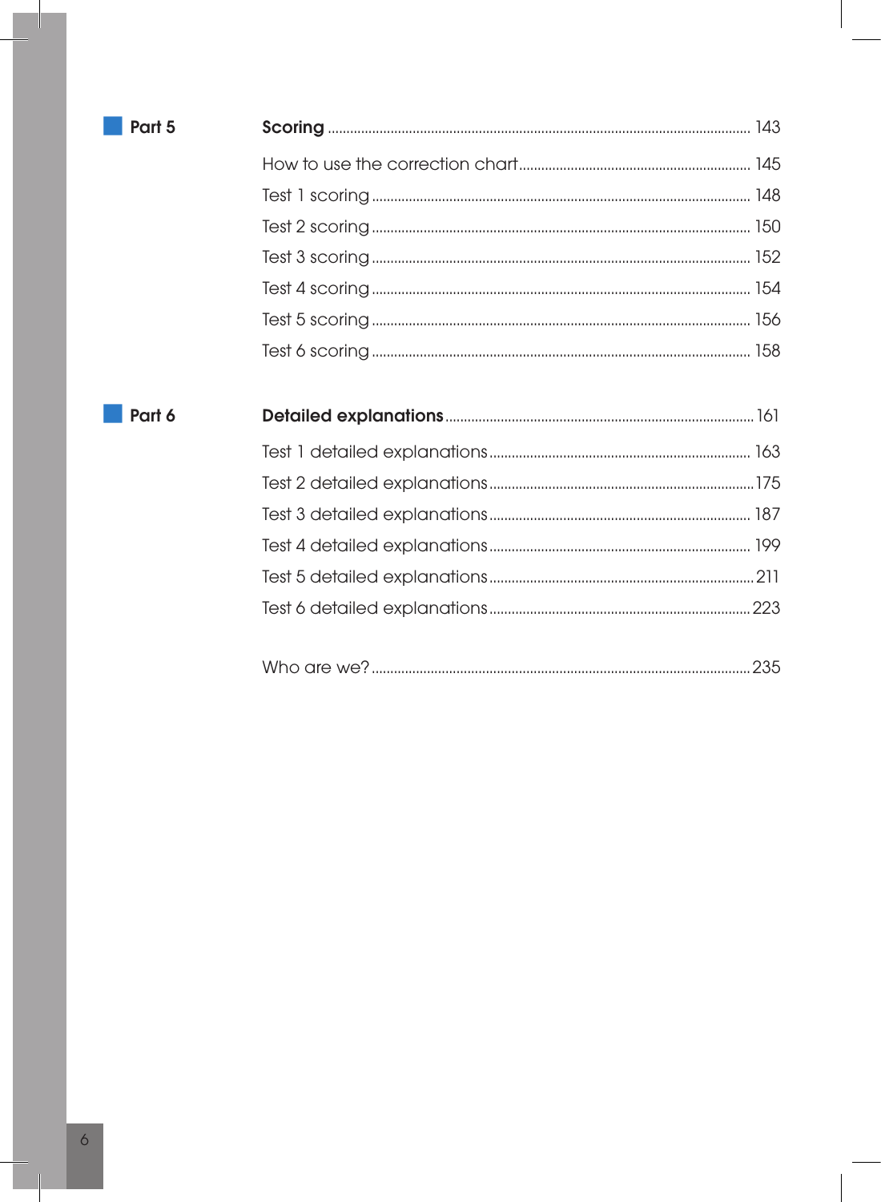| | | |
|---|---|---|
| **Part 5** | **Scoring** | 143 |
| | How to use the correction chart | 145 |
| | Test 1 scoring | 148 |
| | Test 2 scoring | 150 |
| | Test 3 scoring | 152 |
| | Test 4 scoring | 154 |
| | Test 5 scoring | 156 |
| | Test 6 scoring | 158 |
| **Part 6** | **Detailed explanations** | 161 |
| | Test 1 detailed explanations | 163 |
| | Test 2 detailed explanations | 175 |
| | Test 3 detailed explanations | 187 |
| | Test 4 detailed explanations | 199 |
| | Test 5 detailed explanations | 211 |
| | Test 6 detailed explanations | 223 |
| | Who are we? | 235 |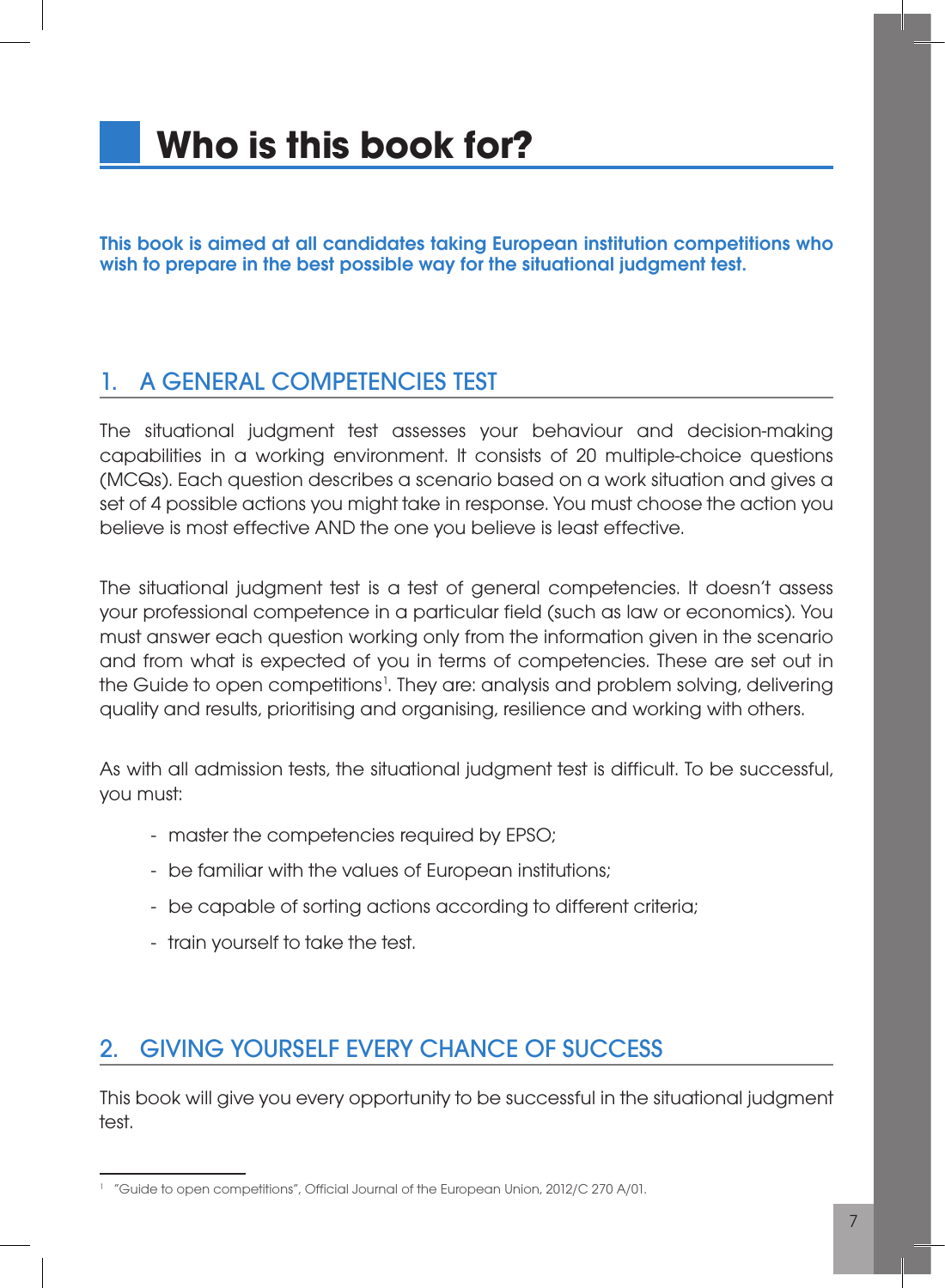# Who is this book for?

**This book is aimed at all candidates taking European institution competitions who wish to prepare in the best possible way for the situational judgment test.**

## 1. A GENERAL COMPETENCIES TEST

The situational judgment test assesses your behaviour and decision-making capabilities in a working environment. It consists of 20 multiple-choice questions (MCQs). Each question describes a scenario based on a work situation and gives a set of 4 possible actions you might take in response. You must choose the action you believe is most effective AND the one you believe is least effective.

The situational judgment test is a test of general competencies. It doesn't assess your professional competence in a particular field (such as law or economics). You must answer each question working only from the information given in the scenario and from what is expected of you in terms of competencies. These are set out in the Guide to open competitions[1]. They are: analysis and problem solving, delivering quality and results, prioritising and organising, resilience and working with others.

As with all admission tests, the situational judgment test is difficult. To be successful, you must:

- master the competencies required by EPSO;
- be familiar with the values of European institutions;
- be capable of sorting actions according to different criteria;
- train yourself to take the test.

## 2. GIVING YOURSELF EVERY CHANCE OF SUCCESS

This book will give you every opportunity to be successful in the situational judgment test.

---

[1] "Guide to open competitions", Official Journal of the European Union, 2012/C 270 A/01.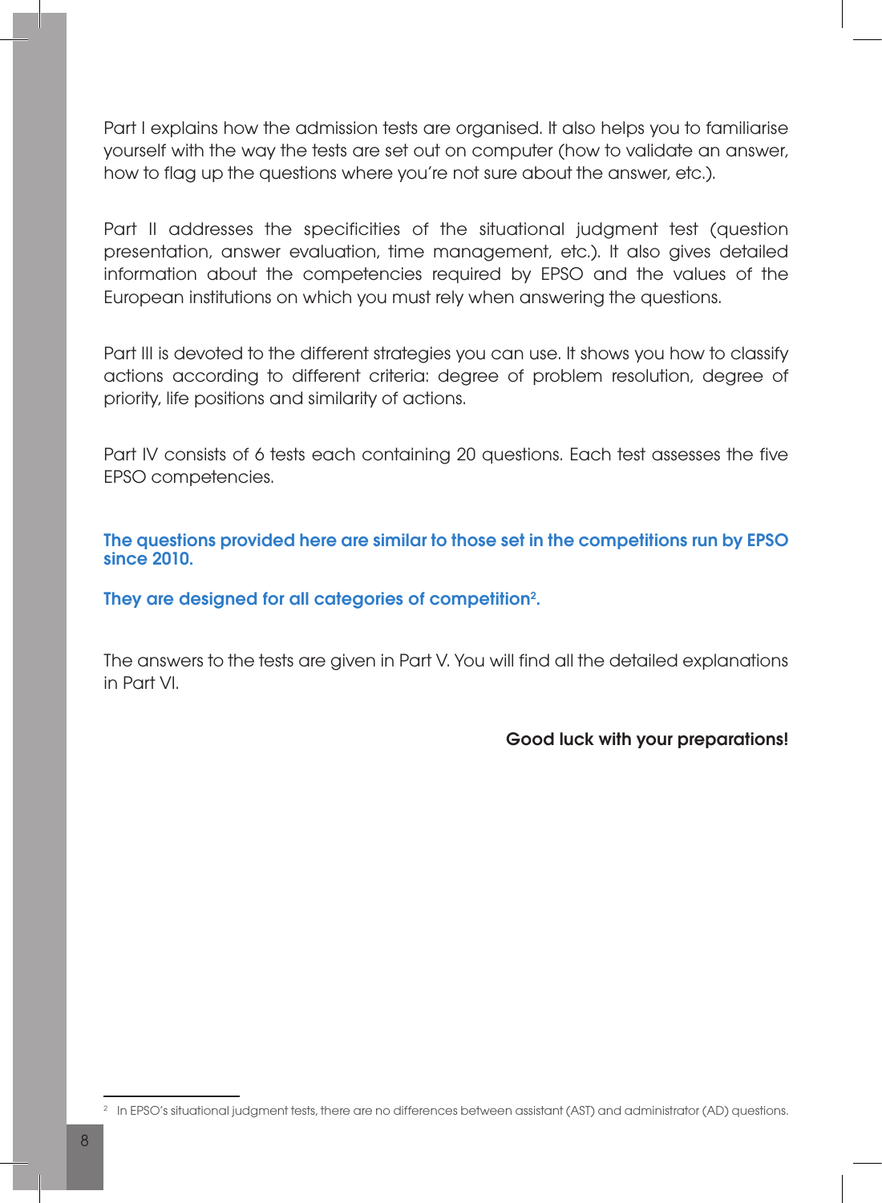Part I explains how the admission tests are organised. It also helps you to familiarise yourself with the way the tests are set out on computer (how to validate an answer, how to flag up the questions where you're not sure about the answer, etc.).

Part II addresses the specificities of the situational judgment test (question presentation, answer evaluation, time management, etc.). It also gives detailed information about the competencies required by EPSO and the values of the European institutions on which you must rely when answering the questions.

Part III is devoted to the different strategies you can use. It shows you how to classify actions according to different criteria: degree of problem resolution, degree of priority, life positions and similarity of actions.

Part IV consists of 6 tests each containing 20 questions. Each test assesses the five EPSO competencies.

**The questions provided here are similar to those set in the competitions run by EPSO since 2010.**

**They are designed for all categories of competition[2].**

The answers to the tests are given in Part V. You will find all the detailed explanations in Part VI.

**Good luck with your preparations!**

[2] In EPSO's situational judgment tests, there are no differences between assistant (AST) and administrator (AD) questions.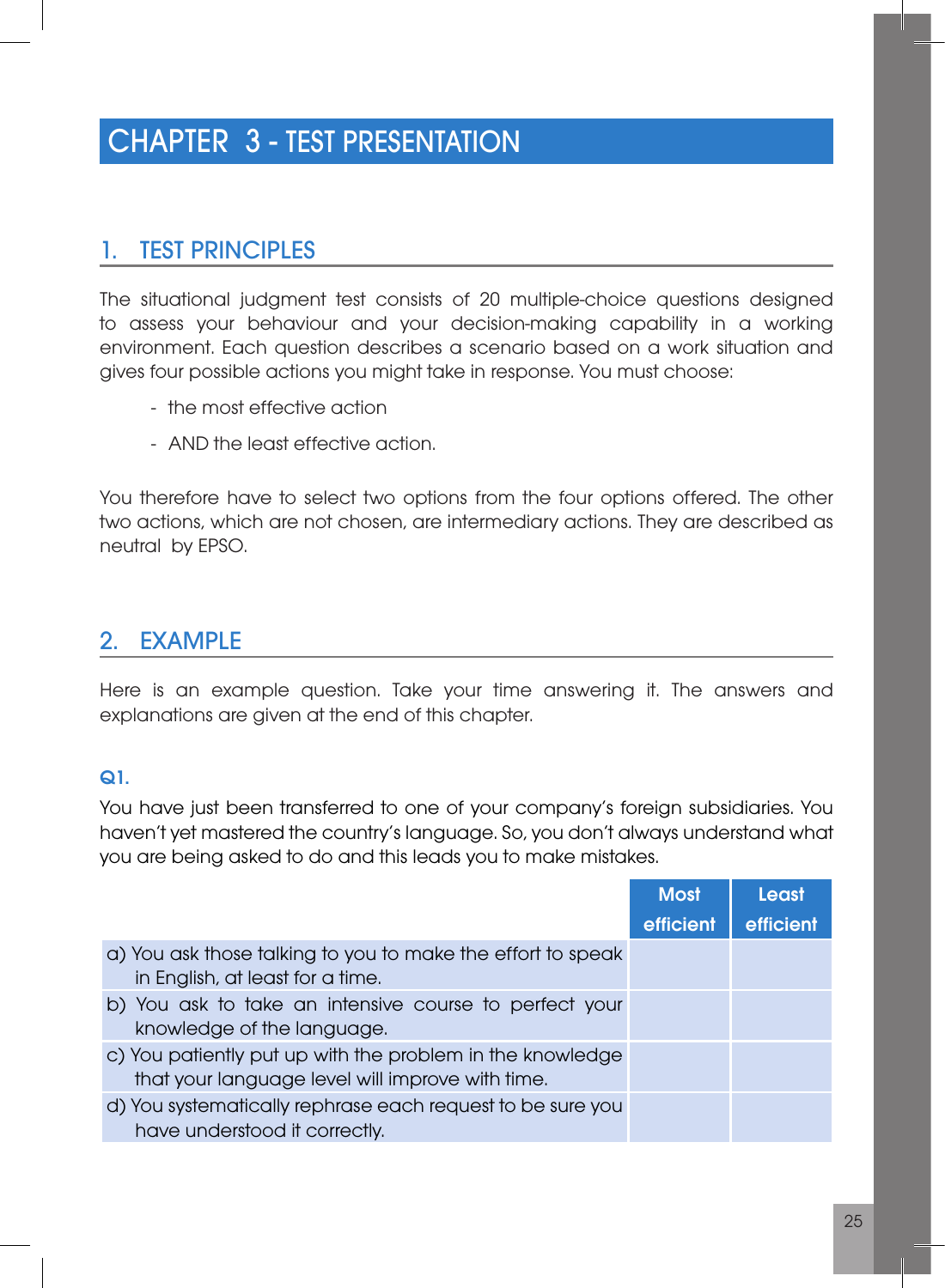# CHAPTER 3 - TEST PRESENTATION

## 1. TEST PRINCIPLES

The situational judgment test consists of 20 multiple-choice questions designed to assess your behaviour and your decision-making capability in a working environment. Each question describes a scenario based on a work situation and gives four possible actions you might take in response. You must choose:

- the most effective action
- AND the least effective action.

You therefore have to select two options from the four options offered. The other two actions, which are not chosen, are intermediary actions. They are described as neutral by EPSO.

## 2. EXAMPLE

Here is an example question. Take your time answering it. The answers and explanations are given at the end of this chapter.

### Q1.

You have just been transferred to one of your company's foreign subsidiaries. You haven't yet mastered the country's language. So, you don't always understand what you are being asked to do and this leads you to make mistakes.

| | Most efficient | Least efficient |
|---|---|---|
| a) You ask those talking to you to make the effort to speak in English, at least for a time. | | |
| b) You ask to take an intensive course to perfect your knowledge of the language. | | |
| c) You patiently put up with the problem in the knowledge that your language level will improve with time. | | |
| d) You systematically rephrase each request to be sure you have understood it correctly. | | |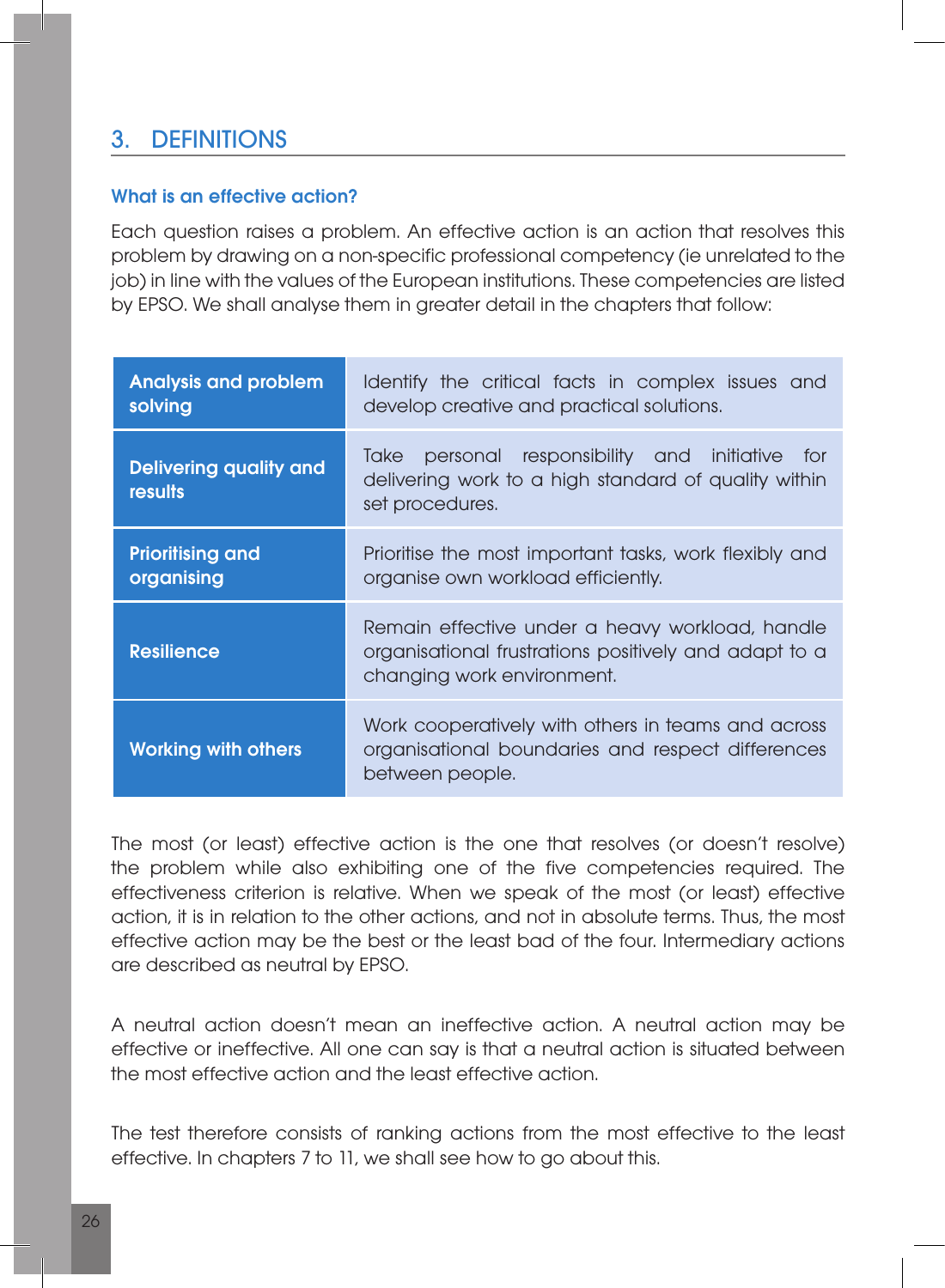## 3. DEFINITIONS

### What is an effective action?

Each question raises a problem. An effective action is an action that resolves this problem by drawing on a non-specific professional competency (ie unrelated to the job) in line with the values of the European institutions. These competencies are listed by EPSO. We shall analyse them in greater detail in the chapters that follow:

| Competency | Definition |
| --- | --- |
| **Analysis and problem solving** | Identify the critical facts in complex issues and develop creative and practical solutions. |
| **Delivering quality and results** | Take personal responsibility and initiative for delivering work to a high standard of quality within set procedures. |
| **Prioritising and organising** | Prioritise the most important tasks, work flexibly and organise own workload efficiently. |
| **Resilience** | Remain effective under a heavy workload, handle organisational frustrations positively and adapt to a changing work environment. |
| **Working with others** | Work cooperatively with others in teams and across organisational boundaries and respect differences between people. |

The most (or least) effective action is the one that resolves (or doesn't resolve) the problem while also exhibiting one of the five competencies required. The effectiveness criterion is relative. When we speak of the most (or least) effective action, it is in relation to the other actions, and not in absolute terms. Thus, the most effective action may be the best or the least bad of the four. Intermediary actions are described as neutral by EPSO.

A neutral action doesn't mean an ineffective action. A neutral action may be effective or ineffective. All one can say is that a neutral action is situated between the most effective action and the least effective action.

The test therefore consists of ranking actions from the most effective to the least effective. In chapters 7 to 11, we shall see how to go about this.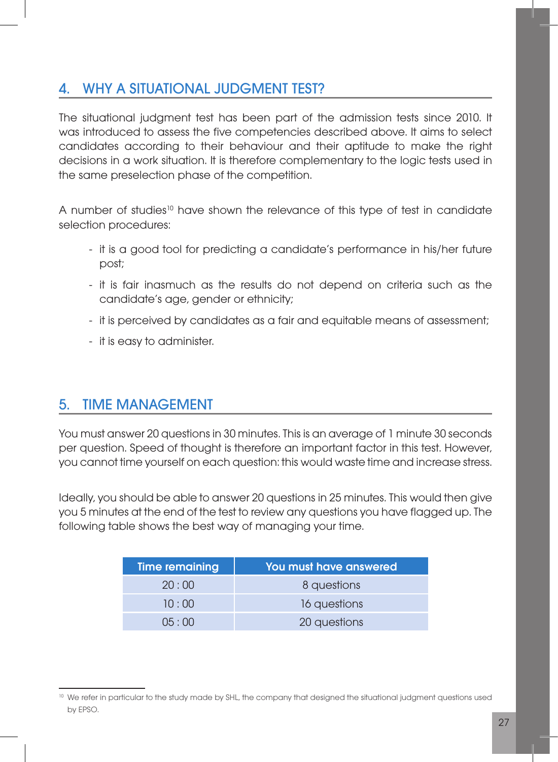## 4. WHY A SITUATIONAL JUDGMENT TEST?

The situational judgment test has been part of the admission tests since 2010. It was introduced to assess the five competencies described above. It aims to select candidates according to their behaviour and their aptitude to make the right decisions in a work situation. It is therefore complementary to the logic tests used in the same preselection phase of the competition.

A number of studies[10] have shown the relevance of this type of test in candidate selection procedures:

- it is a good tool for predicting a candidate's performance in his/her future post;
- it is fair inasmuch as the results do not depend on criteria such as the candidate's age, gender or ethnicity;
- it is perceived by candidates as a fair and equitable means of assessment;
- it is easy to administer.

## 5. TIME MANAGEMENT

You must answer 20 questions in 30 minutes. This is an average of 1 minute 30 seconds per question. Speed of thought is therefore an important factor in this test. However, you cannot time yourself on each question: this would waste time and increase stress.

Ideally, you should be able to answer 20 questions in 25 minutes. This would then give you 5 minutes at the end of the test to review any questions you have flagged up. The following table shows the best way of managing your time.

| Time remaining | You must have answered |
| --- | --- |
| 20 : 00 | 8 questions |
| 10 : 00 | 16 questions |
| 05 : 00 | 20 questions |

[10] We refer in particular to the study made by SHL, the company that designed the situational judgment questions used by EPSO.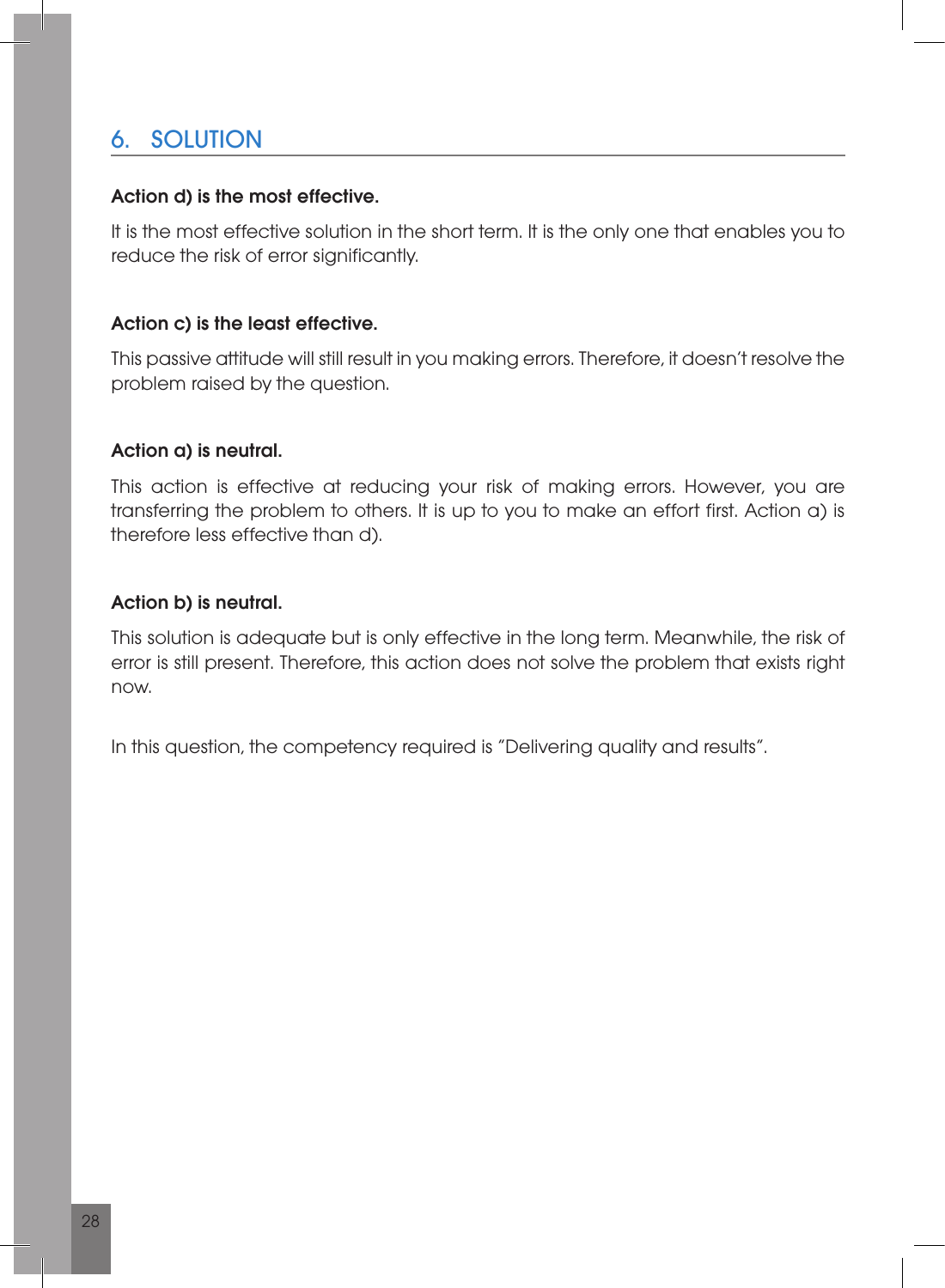## 6. SOLUTION

**Action d) is the most effective.**

It is the most effective solution in the short term. It is the only one that enables you to reduce the risk of error significantly.

**Action c) is the least effective.**

This passive attitude will still result in you making errors. Therefore, it doesn't resolve the problem raised by the question.

**Action a) is neutral.**

This action is effective at reducing your risk of making errors. However, you are transferring the problem to others. It is up to you to make an effort first. Action a) is therefore less effective than d).

**Action b) is neutral.**

This solution is adequate but is only effective in the long term. Meanwhile, the risk of error is still present. Therefore, this action does not solve the problem that exists right now.

In this question, the competency required is "Delivering quality and results".